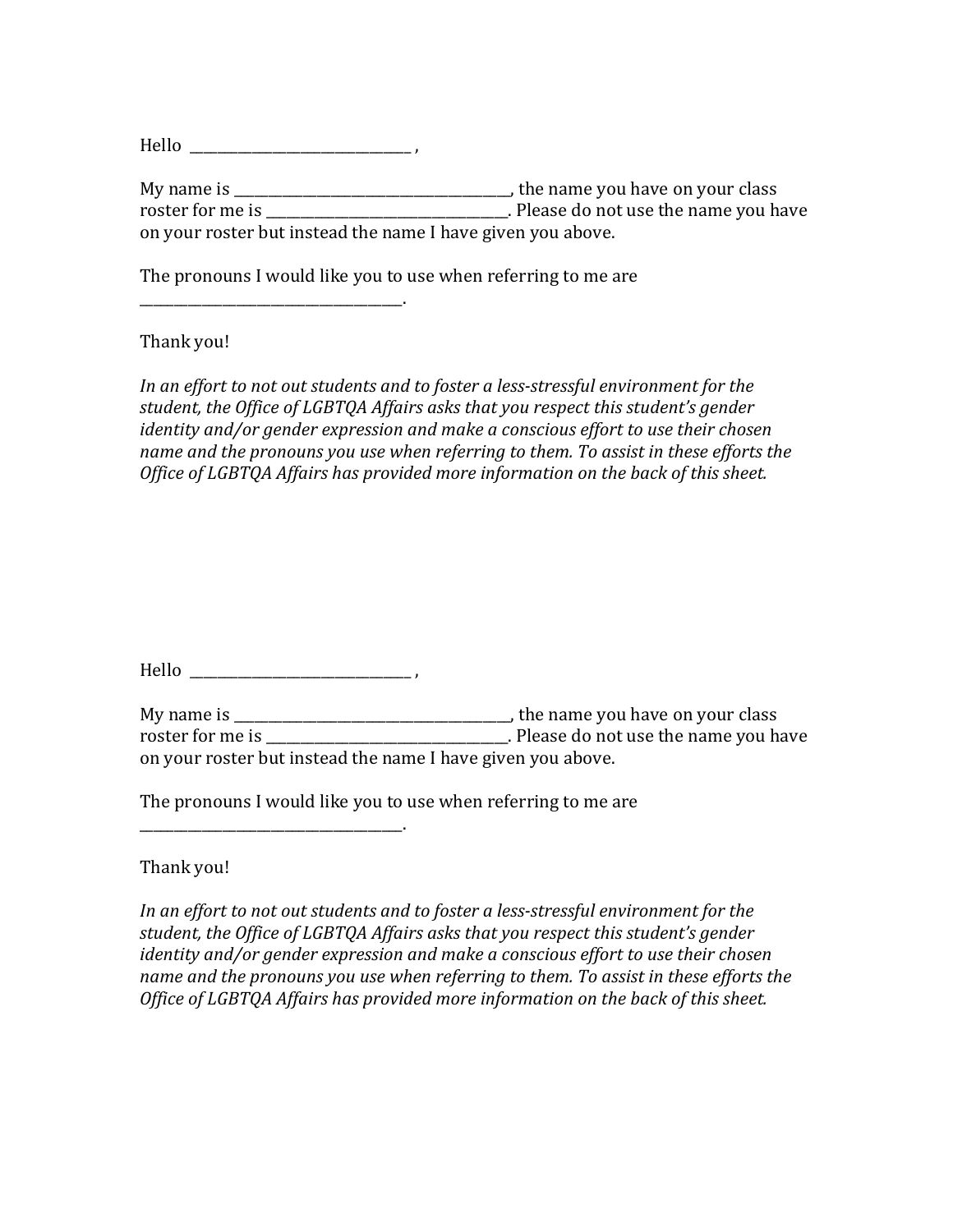Hello ______________________________ ,

My name is _______________________________________, the name you have on your class roster for me is _________________________________. Please do not use the name you have on your roster but instead the name I have given you above.

The pronouns I would like you to use when referring to me are ___________________________________.

Thank you!

*In an effort to not out students and to foster a less-stressful environment for the student, the Office of LGBTQA Affairs asks that you respect this student's gender identity and/or gender expression and make a conscious effort to use their chosen name and the pronouns you use when referring to them. To assist in these efforts the Office of LGBTQA Affairs has provided more information on the back of this sheet.*

Hello ______________________________ ,

My name is _______________________________________, the name you have on your class roster for me is _________________________________. Please do not use the name you have on your roster but instead the name I have given you above.

The pronouns I would like you to use when referring to me are ___________________________________.

Thank you!

*In an effort to not out students and to foster a less-stressful environment for the student, the Office of LGBTQA Affairs asks that you respect this student's gender identity and/or gender expression and make a conscious effort to use their chosen name and the pronouns you use when referring to them. To assist in these efforts the Office of LGBTQA Affairs has provided more information on the back of this sheet.*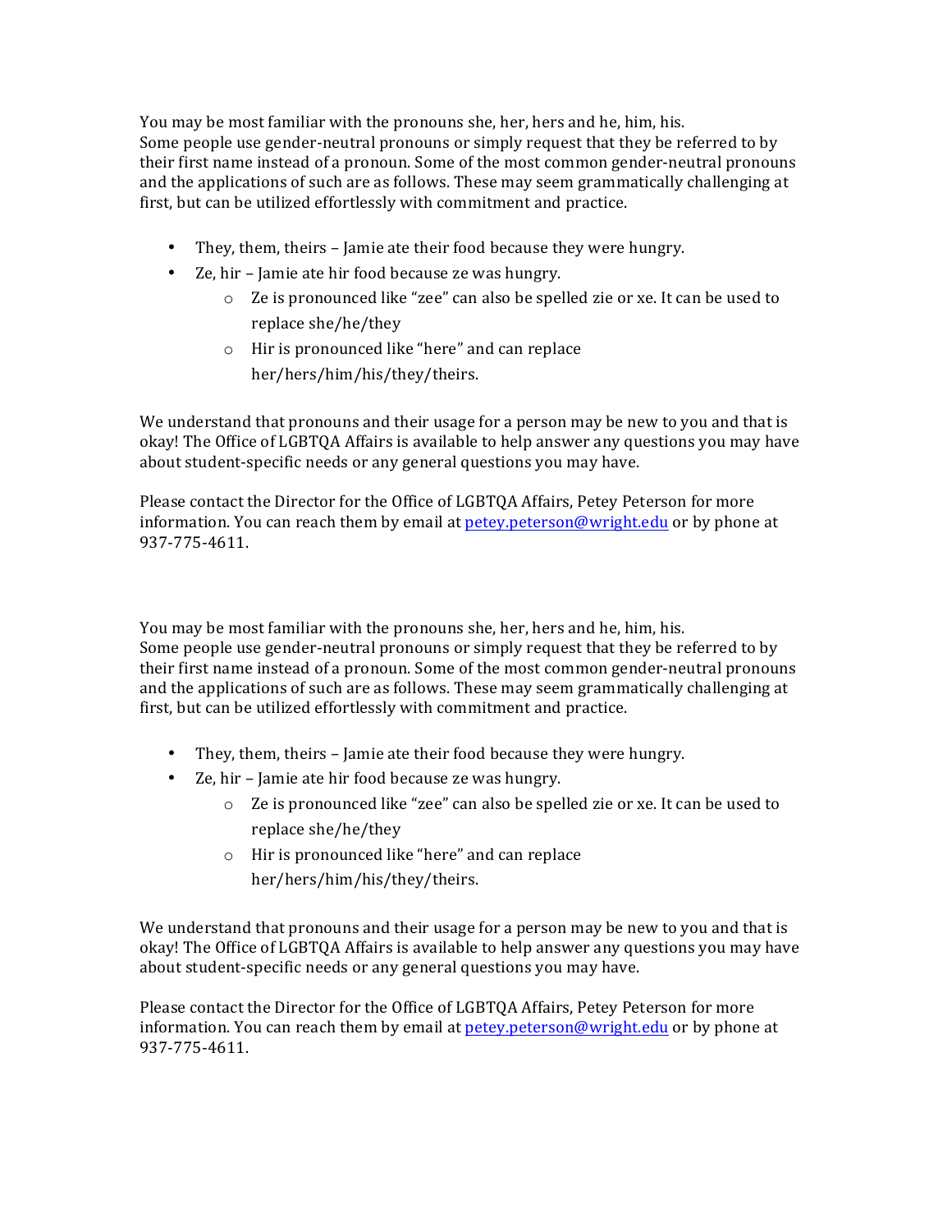You may be most familiar with the pronouns she, her, hers and he, him, his. Some people use gender-neutral pronouns or simply request that they be referred to by their first name instead of a pronoun. Some of the most common gender-neutral pronouns and the applications of such are as follows. These may seem grammatically challenging at first, but can be utilized effortlessly with commitment and practice.

- They, them, theirs – Jamie ate their food because they were hungry.
- Ze, hir – Jamie ate hir food because ze was hungry.
  - Ze is pronounced like "zee" can also be spelled zie or xe. It can be used to replace she/he/they
  - Hir is pronounced like "here" and can replace her/hers/him/his/they/theirs.

We understand that pronouns and their usage for a person may be new to you and that is okay! The Office of LGBTQA Affairs is available to help answer any questions you may have about student-specific needs or any general questions you may have.

Please contact the Director for the Office of LGBTQA Affairs, Petey Peterson for more information. You can reach them by email at petey.peterson@wright.edu or by phone at 937-775-4611.

You may be most familiar with the pronouns she, her, hers and he, him, his. Some people use gender-neutral pronouns or simply request that they be referred to by their first name instead of a pronoun. Some of the most common gender-neutral pronouns and the applications of such are as follows. These may seem grammatically challenging at first, but can be utilized effortlessly with commitment and practice.

- They, them, theirs – Jamie ate their food because they were hungry.
- Ze, hir – Jamie ate hir food because ze was hungry.
  - Ze is pronounced like "zee" can also be spelled zie or xe. It can be used to replace she/he/they
  - Hir is pronounced like "here" and can replace her/hers/him/his/they/theirs.

We understand that pronouns and their usage for a person may be new to you and that is okay! The Office of LGBTQA Affairs is available to help answer any questions you may have about student-specific needs or any general questions you may have.

Please contact the Director for the Office of LGBTQA Affairs, Petey Peterson for more information. You can reach them by email at petey.peterson@wright.edu or by phone at 937-775-4611.